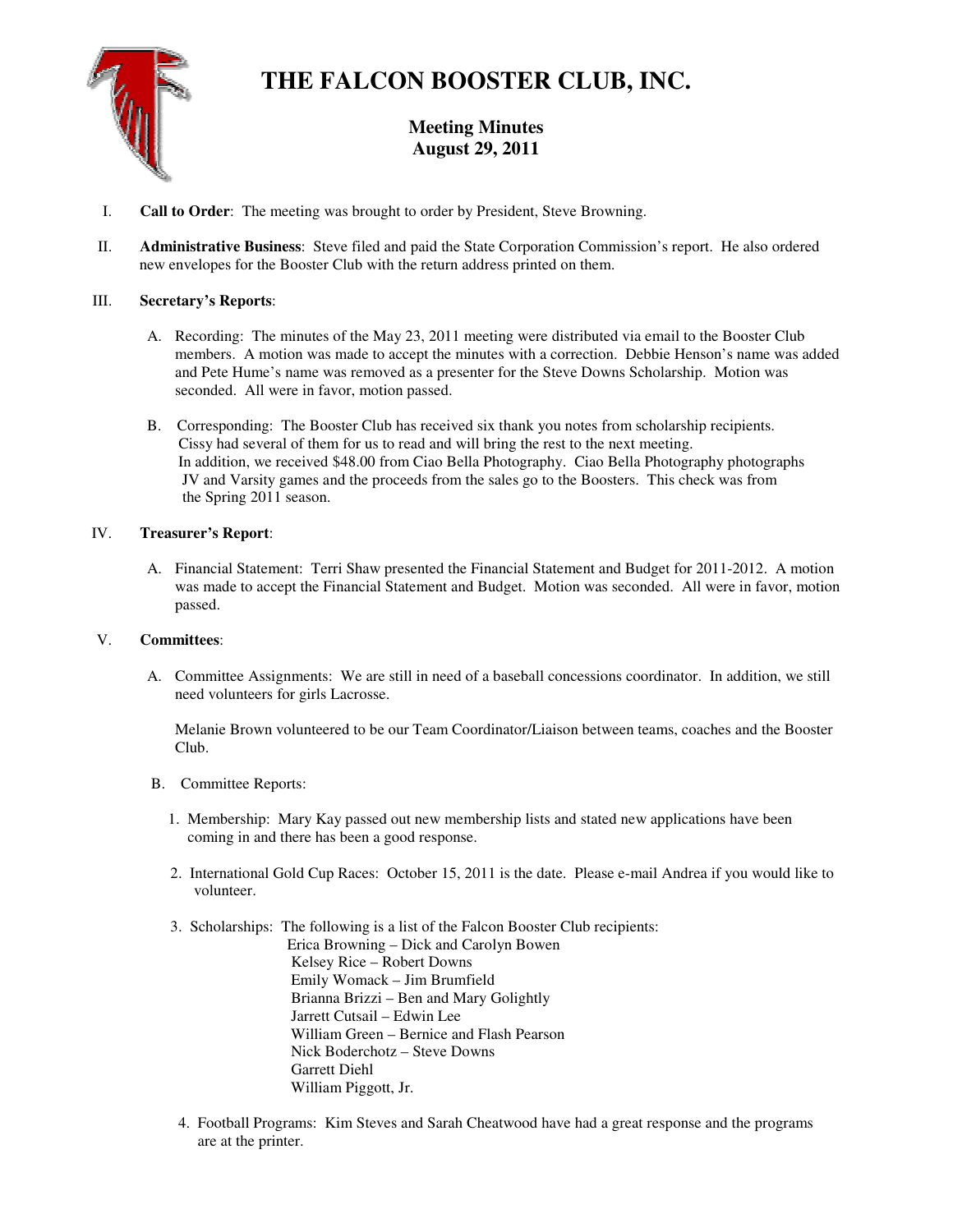# THE FALCON BOOSTER CLUB, INC.

## Meeting Minutes
## August 29, 2011

I. **Call to Order**: The meeting was brought to order by President, Steve Browning.

II. **Administrative Business**: Steve filed and paid the State Corporation Commission's report. He also ordered new envelopes for the Booster Club with the return address printed on them.

III. **Secretary's Reports**:

A. Recording: The minutes of the May 23, 2011 meeting were distributed via email to the Booster Club members. A motion was made to accept the minutes with a correction. Debbie Henson's name was added and Pete Hume's name was removed as a presenter for the Steve Downs Scholarship. Motion was seconded. All were in favor, motion passed.

B. Corresponding: The Booster Club has received six thank you notes from scholarship recipients. Cissy had several of them for us to read and will bring the rest to the next meeting. In addition, we received $48.00 from Ciao Bella Photography. Ciao Bella Photography photographs JV and Varsity games and the proceeds from the sales go to the Boosters. This check was from the Spring 2011 season.

IV. **Treasurer's Report**:

A. Financial Statement: Terri Shaw presented the Financial Statement and Budget for 2011-2012. A motion was made to accept the Financial Statement and Budget. Motion was seconded. All were in favor, motion passed.

V. **Committees**:

A. Committee Assignments: We are still in need of a baseball concessions coordinator. In addition, we still need volunteers for girls Lacrosse.

Melanie Brown volunteered to be our Team Coordinator/Liaison between teams, coaches and the Booster Club.

B. Committee Reports:

1. Membership: Mary Kay passed out new membership lists and stated new applications have been coming in and there has been a good response.

2. International Gold Cup Races: October 15, 2011 is the date. Please e-mail Andrea if you would like to volunteer.

3. Scholarships: The following is a list of the Falcon Booster Club recipients:
   - Erica Browning – Dick and Carolyn Bowen
   - Kelsey Rice – Robert Downs
   - Emily Womack – Jim Brumfield
   - Brianna Brizzi – Ben and Mary Golightly
   - Jarrett Cutsail – Edwin Lee
   - William Green – Bernice and Flash Pearson
   - Nick Boderchotz – Steve Downs
   - Garrett Diehl
   - William Piggott, Jr.

4. Football Programs: Kim Steves and Sarah Cheatwood have had a great response and the programs are at the printer.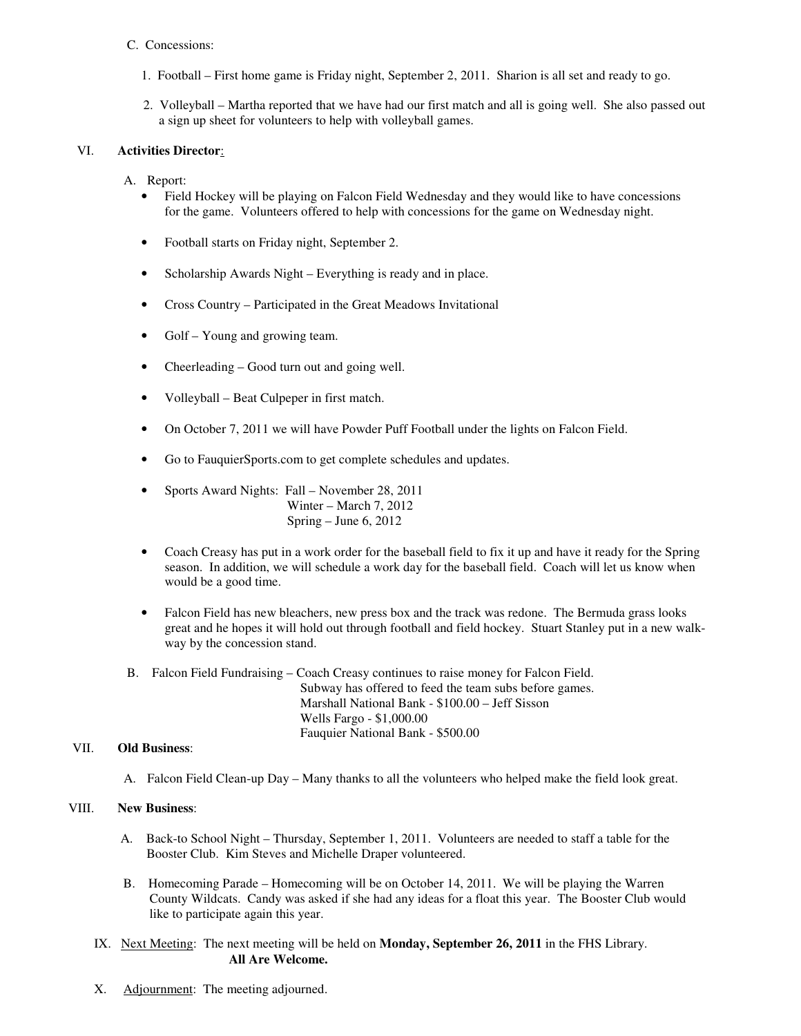C. Concessions:

1. Football – First home game is Friday night, September 2, 2011. Sharion is all set and ready to go.

2. Volleyball – Martha reported that we have had our first match and all is going well. She also passed out a sign up sheet for volunteers to help with volleyball games.

VI. **Activities Director**:

A. Report:

- Field Hockey will be playing on Falcon Field Wednesday and they would like to have concessions for the game. Volunteers offered to help with concessions for the game on Wednesday night.
- Football starts on Friday night, September 2.
- Scholarship Awards Night – Everything is ready and in place.
- Cross Country – Participated in the Great Meadows Invitational
- Golf – Young and growing team.
- Cheerleading – Good turn out and going well.
- Volleyball – Beat Culpeper in first match.
- On October 7, 2011 we will have Powder Puff Football under the lights on Falcon Field.
- Go to FauquierSports.com to get complete schedules and updates.
- Sports Award Nights: Fall – November 28, 2011
  Winter – March 7, 2012
  Spring – June 6, 2012
- Coach Creasy has put in a work order for the baseball field to fix it up and have it ready for the Spring season. In addition, we will schedule a work day for the baseball field. Coach will let us know when would be a good time.
- Falcon Field has new bleachers, new press box and the track was redone. The Bermuda grass looks great and he hopes it will hold out through football and field hockey. Stuart Stanley put in a new walk-way by the concession stand.

B. Falcon Field Fundraising – Coach Creasy continues to raise money for Falcon Field.
Subway has offered to feed the team subs before games.
Marshall National Bank - $100.00 – Jeff Sisson
Wells Fargo - $1,000.00
Fauquier National Bank - $500.00

VII. **Old Business**:

A. Falcon Field Clean-up Day – Many thanks to all the volunteers who helped make the field look great.

VIII. **New Business**:

A. Back-to School Night – Thursday, September 1, 2011. Volunteers are needed to staff a table for the Booster Club. Kim Steves and Michelle Draper volunteered.

B. Homecoming Parade – Homecoming will be on October 14, 2011. We will be playing the Warren County Wildcats. Candy was asked if she had any ideas for a float this year. The Booster Club would like to participate again this year.

IX. Next Meeting: The next meeting will be held on **Monday, September 26, 2011** in the FHS Library.
**All Are Welcome.**

X. Adjournment: The meeting adjourned.